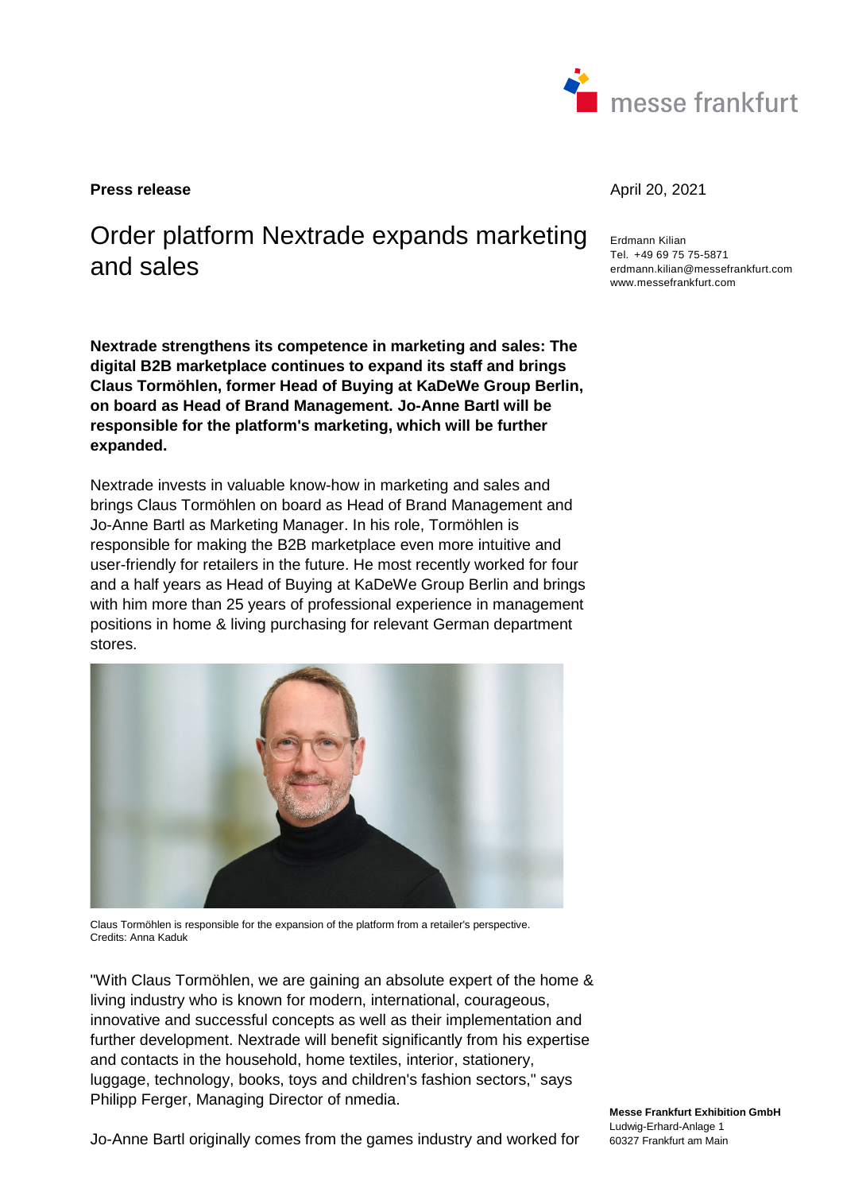**Press release**

April 20, 2021

Erdmann Kilian
Tel. +49 69 75 75-5871
erdmann.kilian@messefrankfurt.com
www.messefrankfurt.com

# Order platform Nextrade expands marketing and sales

**Nextrade strengthens its competence in marketing and sales: The digital B2B marketplace continues to expand its staff and brings Claus Tormöhlen, former Head of Buying at KaDeWe Group Berlin, on board as Head of Brand Management. Jo-Anne Bartl will be responsible for the platform's marketing, which will be further expanded.**

Nextrade invests in valuable know-how in marketing and sales and brings Claus Tormöhlen on board as Head of Brand Management and Jo-Anne Bartl as Marketing Manager. In his role, Tormöhlen is responsible for making the B2B marketplace even more intuitive and user-friendly for retailers in the future. He most recently worked for four and a half years as Head of Buying at KaDeWe Group Berlin and brings with him more than 25 years of professional experience in management positions in home & living purchasing for relevant German department stores.

Claus Tormöhlen is responsible for the expansion of the platform from a retailer's perspective.
Credits: Anna Kaduk

"With Claus Tormöhlen, we are gaining an absolute expert of the home & living industry who is known for modern, international, courageous, innovative and successful concepts as well as their implementation and further development. Nextrade will benefit significantly from his expertise and contacts in the household, home textiles, interior, stationery, luggage, technology, books, toys and children's fashion sectors," says Philipp Ferger, Managing Director of nmedia.

Jo-Anne Bartl originally comes from the games industry and worked for

**Messe Frankfurt Exhibition GmbH**
Ludwig-Erhard-Anlage 1
60327 Frankfurt am Main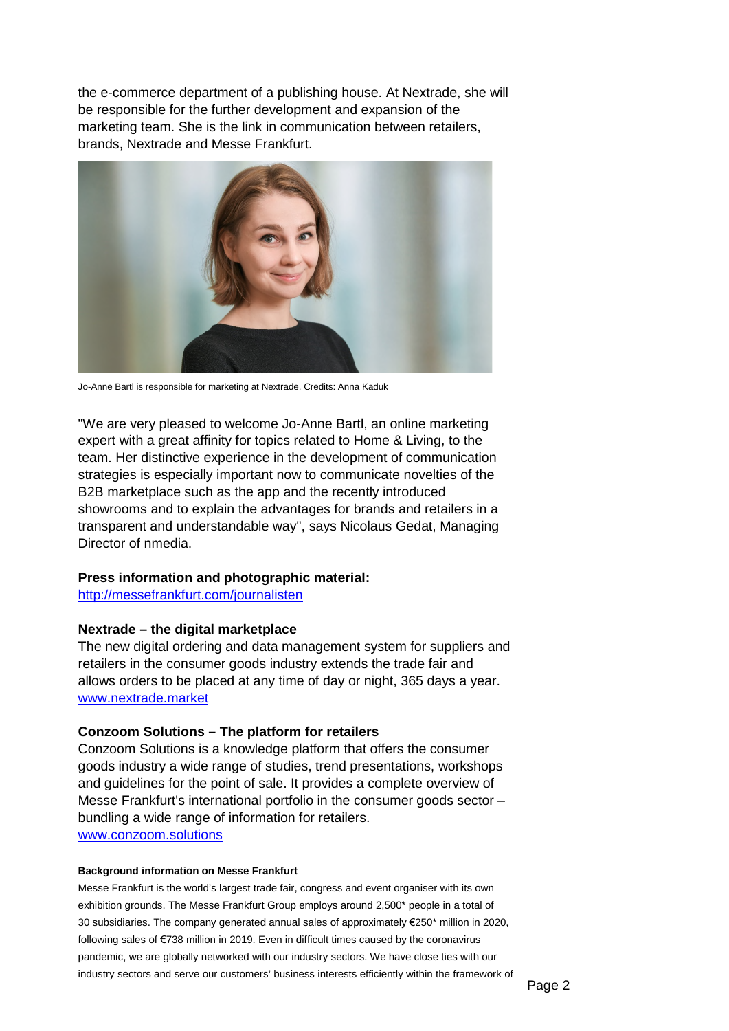the e-commerce department of a publishing house. At Nextrade, she will be responsible for the further development and expansion of the marketing team. She is the link in communication between retailers, brands, Nextrade and Messe Frankfurt.

Jo-Anne Bartl is responsible for marketing at Nextrade. Credits: Anna Kaduk

"We are very pleased to welcome Jo-Anne Bartl, an online marketing expert with a great affinity for topics related to Home & Living, to the team. Her distinctive experience in the development of communication strategies is especially important now to communicate novelties of the B2B marketplace such as the app and the recently introduced showrooms and to explain the advantages for brands and retailers in a transparent and understandable way", says Nicolaus Gedat, Managing Director of nmedia.

**Press information and photographic material:**
http://messefrankfurt.com/journalisten

**Nextrade – the digital marketplace**
The new digital ordering and data management system for suppliers and retailers in the consumer goods industry extends the trade fair and allows orders to be placed at any time of day or night, 365 days a year.
www.nextrade.market

**Conzoom Solutions – The platform for retailers**
Conzoom Solutions is a knowledge platform that offers the consumer goods industry a wide range of studies, trend presentations, workshops and guidelines for the point of sale. It provides a complete overview of Messe Frankfurt's international portfolio in the consumer goods sector – bundling a wide range of information for retailers.
www.conzoom.solutions

**Background information on Messe Frankfurt**
Messe Frankfurt is the world's largest trade fair, congress and event organiser with its own exhibition grounds. The Messe Frankfurt Group employs around 2,500* people in a total of 30 subsidiaries. The company generated annual sales of approximately €250* million in 2020, following sales of €738 million in 2019. Even in difficult times caused by the coronavirus pandemic, we are globally networked with our industry sectors. We have close ties with our industry sectors and serve our customers' business interests efficiently within the framework of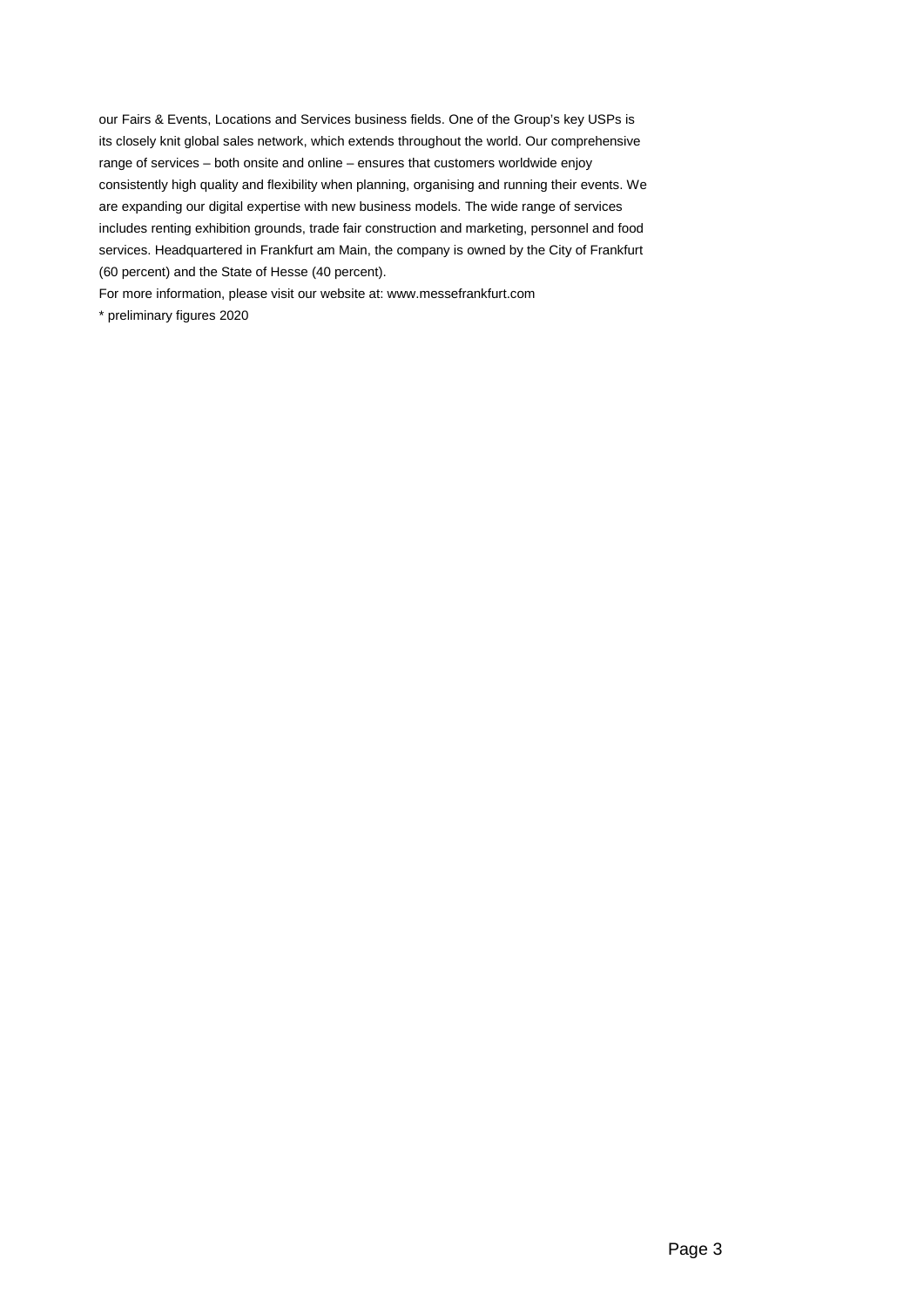our Fairs & Events, Locations and Services business fields. One of the Group's key USPs is its closely knit global sales network, which extends throughout the world. Our comprehensive range of services – both onsite and online – ensures that customers worldwide enjoy consistently high quality and flexibility when planning, organising and running their events. We are expanding our digital expertise with new business models. The wide range of services includes renting exhibition grounds, trade fair construction and marketing, personnel and food services. Headquartered in Frankfurt am Main, the company is owned by the City of Frankfurt (60 percent) and the State of Hesse (40 percent).

For more information, please visit our website at: www.messefrankfurt.com

* preliminary figures 2020